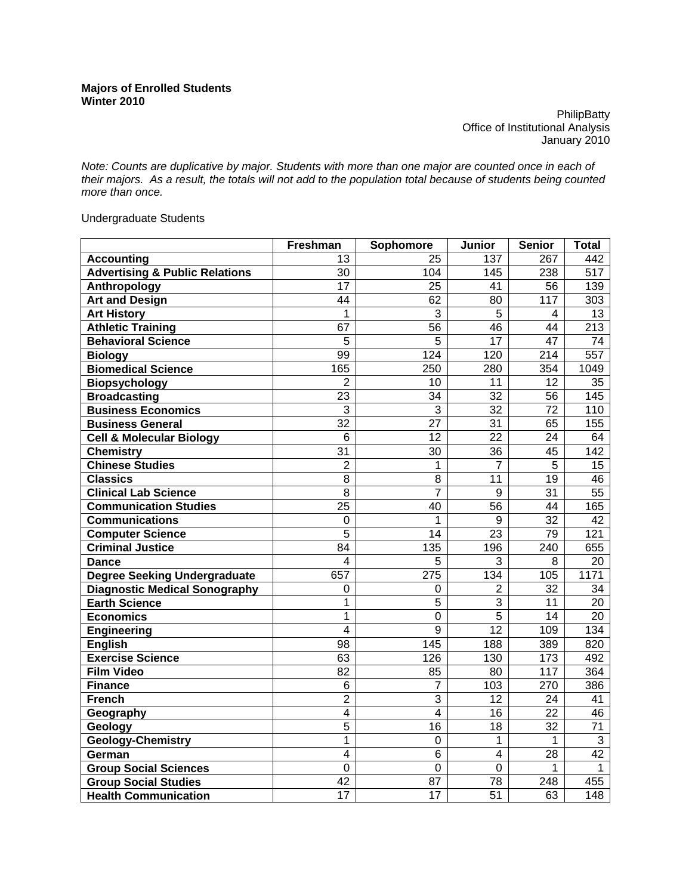**Majors of Enrolled Students**
**Winter 2010**

PhilipBatty
Office of Institutional Analysis
January 2010

*Note: Counts are duplicative by major. Students with more than one major are counted once in each of their majors. As a result, the totals will not add to the population total because of students being counted more than once.*

Undergraduate Students

| | Freshman | Sophomore | Junior | Senior | Total |
|---|---|---|---|---|---|
| **Accounting** | 13 | 25 | 137 | 267 | 442 |
| **Advertising & Public Relations** | 30 | 104 | 145 | 238 | 517 |
| **Anthropology** | 17 | 25 | 41 | 56 | 139 |
| **Art and Design** | 44 | 62 | 80 | 117 | 303 |
| **Art History** | 1 | 3 | 5 | 4 | 13 |
| **Athletic Training** | 67 | 56 | 46 | 44 | 213 |
| **Behavioral Science** | 5 | 5 | 17 | 47 | 74 |
| **Biology** | 99 | 124 | 120 | 214 | 557 |
| **Biomedical Science** | 165 | 250 | 280 | 354 | 1049 |
| **Biopsychology** | 2 | 10 | 11 | 12 | 35 |
| **Broadcasting** | 23 | 34 | 32 | 56 | 145 |
| **Business Economics** | 3 | 3 | 32 | 72 | 110 |
| **Business General** | 32 | 27 | 31 | 65 | 155 |
| **Cell & Molecular Biology** | 6 | 12 | 22 | 24 | 64 |
| **Chemistry** | 31 | 30 | 36 | 45 | 142 |
| **Chinese Studies** | 2 | 1 | 7 | 5 | 15 |
| **Classics** | 8 | 8 | 11 | 19 | 46 |
| **Clinical Lab Science** | 8 | 7 | 9 | 31 | 55 |
| **Communication Studies** | 25 | 40 | 56 | 44 | 165 |
| **Communications** | 0 | 1 | 9 | 32 | 42 |
| **Computer Science** | 5 | 14 | 23 | 79 | 121 |
| **Criminal Justice** | 84 | 135 | 196 | 240 | 655 |
| **Dance** | 4 | 5 | 3 | 8 | 20 |
| **Degree Seeking Undergraduate** | 657 | 275 | 134 | 105 | 1171 |
| **Diagnostic Medical Sonography** | 0 | 0 | 2 | 32 | 34 |
| **Earth Science** | 1 | 5 | 3 | 11 | 20 |
| **Economics** | 1 | 0 | 5 | 14 | 20 |
| **Engineering** | 4 | 9 | 12 | 109 | 134 |
| **English** | 98 | 145 | 188 | 389 | 820 |
| **Exercise Science** | 63 | 126 | 130 | 173 | 492 |
| **Film Video** | 82 | 85 | 80 | 117 | 364 |
| **Finance** | 6 | 7 | 103 | 270 | 386 |
| **French** | 2 | 3 | 12 | 24 | 41 |
| **Geography** | 4 | 4 | 16 | 22 | 46 |
| **Geology** | 5 | 16 | 18 | 32 | 71 |
| **Geology-Chemistry** | 1 | 0 | 1 | 1 | 3 |
| **German** | 4 | 6 | 4 | 28 | 42 |
| **Group Social Sciences** | 0 | 0 | 0 | 1 | 1 |
| **Group Social Studies** | 42 | 87 | 78 | 248 | 455 |
| **Health Communication** | 17 | 17 | 51 | 63 | 148 |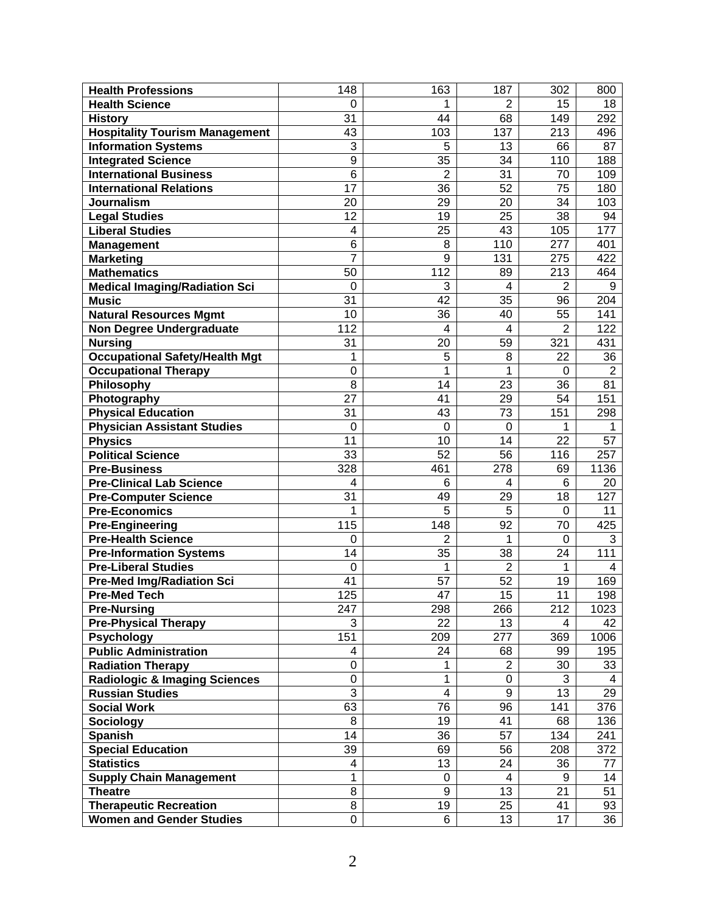| Health Professions | 148 | 163 | 187 | 302 | 800 |
|---|---|---|---|---|---|
| Health Science | 0 | 1 | 2 | 15 | 18 |
| History | 31 | 44 | 68 | 149 | 292 |
| Hospitality Tourism Management | 43 | 103 | 137 | 213 | 496 |
| Information Systems | 3 | 5 | 13 | 66 | 87 |
| Integrated Science | 9 | 35 | 34 | 110 | 188 |
| International Business | 6 | 2 | 31 | 70 | 109 |
| International Relations | 17 | 36 | 52 | 75 | 180 |
| Journalism | 20 | 29 | 20 | 34 | 103 |
| Legal Studies | 12 | 19 | 25 | 38 | 94 |
| Liberal Studies | 4 | 25 | 43 | 105 | 177 |
| Management | 6 | 8 | 110 | 277 | 401 |
| Marketing | 7 | 9 | 131 | 275 | 422 |
| Mathematics | 50 | 112 | 89 | 213 | 464 |
| Medical Imaging/Radiation Sci | 0 | 3 | 4 | 2 | 9 |
| Music | 31 | 42 | 35 | 96 | 204 |
| Natural Resources Mgmt | 10 | 36 | 40 | 55 | 141 |
| Non Degree Undergraduate | 112 | 4 | 4 | 2 | 122 |
| Nursing | 31 | 20 | 59 | 321 | 431 |
| Occupational Safety/Health Mgt | 1 | 5 | 8 | 22 | 36 |
| Occupational Therapy | 0 | 1 | 1 | 0 | 2 |
| Philosophy | 8 | 14 | 23 | 36 | 81 |
| Photography | 27 | 41 | 29 | 54 | 151 |
| Physical Education | 31 | 43 | 73 | 151 | 298 |
| Physician Assistant Studies | 0 | 0 | 0 | 1 | 1 |
| Physics | 11 | 10 | 14 | 22 | 57 |
| Political Science | 33 | 52 | 56 | 116 | 257 |
| Pre-Business | 328 | 461 | 278 | 69 | 1136 |
| Pre-Clinical Lab Science | 4 | 6 | 4 | 6 | 20 |
| Pre-Computer Science | 31 | 49 | 29 | 18 | 127 |
| Pre-Economics | 1 | 5 | 5 | 0 | 11 |
| Pre-Engineering | 115 | 148 | 92 | 70 | 425 |
| Pre-Health Science | 0 | 2 | 1 | 0 | 3 |
| Pre-Information Systems | 14 | 35 | 38 | 24 | 111 |
| Pre-Liberal Studies | 0 | 1 | 2 | 1 | 4 |
| Pre-Med Img/Radiation Sci | 41 | 57 | 52 | 19 | 169 |
| Pre-Med Tech | 125 | 47 | 15 | 11 | 198 |
| Pre-Nursing | 247 | 298 | 266 | 212 | 1023 |
| Pre-Physical Therapy | 3 | 22 | 13 | 4 | 42 |
| Psychology | 151 | 209 | 277 | 369 | 1006 |
| Public Administration | 4 | 24 | 68 | 99 | 195 |
| Radiation Therapy | 0 | 1 | 2 | 30 | 33 |
| Radiologic & Imaging Sciences | 0 | 1 | 0 | 3 | 4 |
| Russian Studies | 3 | 4 | 9 | 13 | 29 |
| Social Work | 63 | 76 | 96 | 141 | 376 |
| Sociology | 8 | 19 | 41 | 68 | 136 |
| Spanish | 14 | 36 | 57 | 134 | 241 |
| Special Education | 39 | 69 | 56 | 208 | 372 |
| Statistics | 4 | 13 | 24 | 36 | 77 |
| Supply Chain Management | 1 | 0 | 4 | 9 | 14 |
| Theatre | 8 | 9 | 13 | 21 | 51 |
| Therapeutic Recreation | 8 | 19 | 25 | 41 | 93 |
| Women and Gender Studies | 0 | 6 | 13 | 17 | 36 |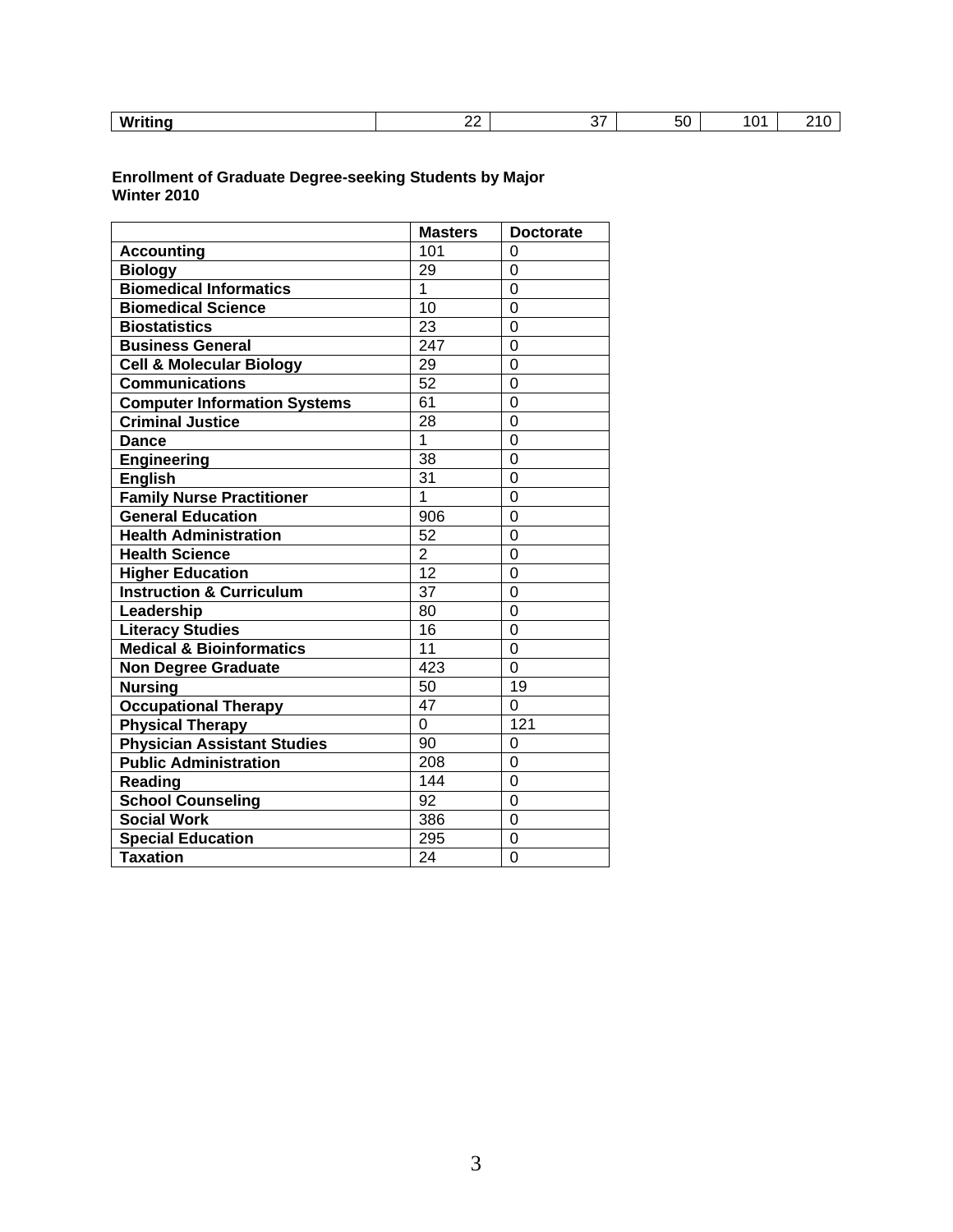| | | | | | |
|---|---|---|---|---|---|
| **Writing** | 22 | 37 | 50 | 101 | 210 |

**Enrollment of Graduate Degree-seeking Students by Major**
**Winter 2010**

| | Masters | Doctorate |
|---|---|---|
| **Accounting** | 101 | 0 |
| **Biology** | 29 | 0 |
| **Biomedical Informatics** | 1 | 0 |
| **Biomedical Science** | 10 | 0 |
| **Biostatistics** | 23 | 0 |
| **Business General** | 247 | 0 |
| **Cell & Molecular Biology** | 29 | 0 |
| **Communications** | 52 | 0 |
| **Computer Information Systems** | 61 | 0 |
| **Criminal Justice** | 28 | 0 |
| **Dance** | 1 | 0 |
| **Engineering** | 38 | 0 |
| **English** | 31 | 0 |
| **Family Nurse Practitioner** | 1 | 0 |
| **General Education** | 906 | 0 |
| **Health Administration** | 52 | 0 |
| **Health Science** | 2 | 0 |
| **Higher Education** | 12 | 0 |
| **Instruction & Curriculum** | 37 | 0 |
| **Leadership** | 80 | 0 |
| **Literacy Studies** | 16 | 0 |
| **Medical & Bioinformatics** | 11 | 0 |
| **Non Degree Graduate** | 423 | 0 |
| **Nursing** | 50 | 19 |
| **Occupational Therapy** | 47 | 0 |
| **Physical Therapy** | 0 | 121 |
| **Physician Assistant Studies** | 90 | 0 |
| **Public Administration** | 208 | 0 |
| **Reading** | 144 | 0 |
| **School Counseling** | 92 | 0 |
| **Social Work** | 386 | 0 |
| **Special Education** | 295 | 0 |
| **Taxation** | 24 | 0 |